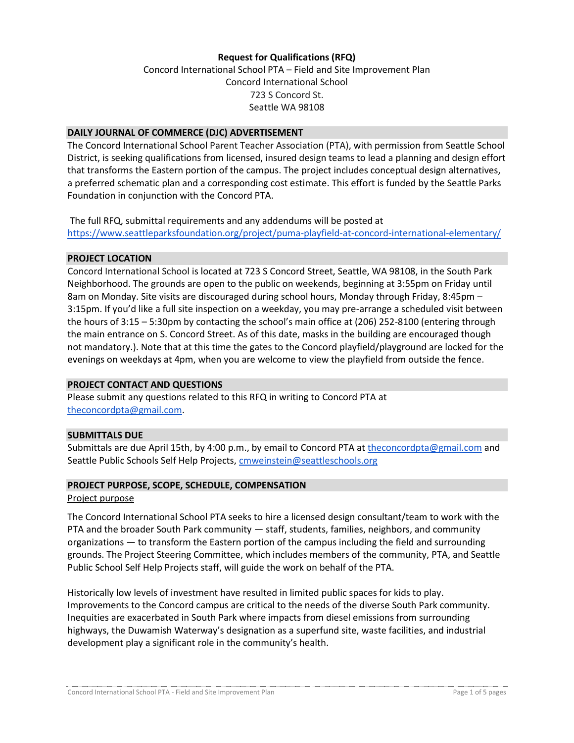**Request for Qualifications (RFQ)**

Concord International School PTA – Field and Site Improvement Plan
Concord International School
723 S Concord St.
Seattle WA 98108

## DAILY JOURNAL OF COMMERCE (DJC) ADVERTISEMENT

The Concord International School Parent Teacher Association (PTA), with permission from Seattle School District, is seeking qualifications from licensed, insured design teams to lead a planning and design effort that transforms the Eastern portion of the campus. The project includes conceptual design alternatives, a preferred schematic plan and a corresponding cost estimate. This effort is funded by the Seattle Parks Foundation in conjunction with the Concord PTA.

The full RFQ, submittal requirements and any addendums will be posted at https://www.seattleparksfoundation.org/project/puma-playfield-at-concord-international-elementary/

## PROJECT LOCATION

Concord International School is located at 723 S Concord Street, Seattle, WA 98108, in the South Park Neighborhood. The grounds are open to the public on weekends, beginning at 3:55pm on Friday until 8am on Monday. Site visits are discouraged during school hours, Monday through Friday, 8:45pm – 3:15pm. If you'd like a full site inspection on a weekday, you may pre-arrange a scheduled visit between the hours of 3:15 – 5:30pm by contacting the school's main office at (206) 252-8100 (entering through the main entrance on S. Concord Street. As of this date, masks in the building are encouraged though not mandatory.). Note that at this time the gates to the Concord playfield/playground are locked for the evenings on weekdays at 4pm, when you are welcome to view the playfield from outside the fence.

## PROJECT CONTACT AND QUESTIONS

Please submit any questions related to this RFQ in writing to Concord PTA at theconcordpta@gmail.com.

## SUBMITTALS DUE

Submittals are due April 15th, by 4:00 p.m., by email to Concord PTA at theconcordpta@gmail.com and Seattle Public Schools Self Help Projects, cmweinstein@seattleschools.org

## PROJECT PURPOSE, SCOPE, SCHEDULE, COMPENSATION

Project purpose

The Concord International School PTA seeks to hire a licensed design consultant/team to work with the PTA and the broader South Park community — staff, students, families, neighbors, and community organizations — to transform the Eastern portion of the campus including the field and surrounding grounds. The Project Steering Committee, which includes members of the community, PTA, and Seattle Public School Self Help Projects staff, will guide the work on behalf of the PTA.

Historically low levels of investment have resulted in limited public spaces for kids to play. Improvements to the Concord campus are critical to the needs of the diverse South Park community. Inequities are exacerbated in South Park where impacts from diesel emissions from surrounding highways, the Duwamish Waterway's designation as a superfund site, waste facilities, and industrial development play a significant role in the community's health.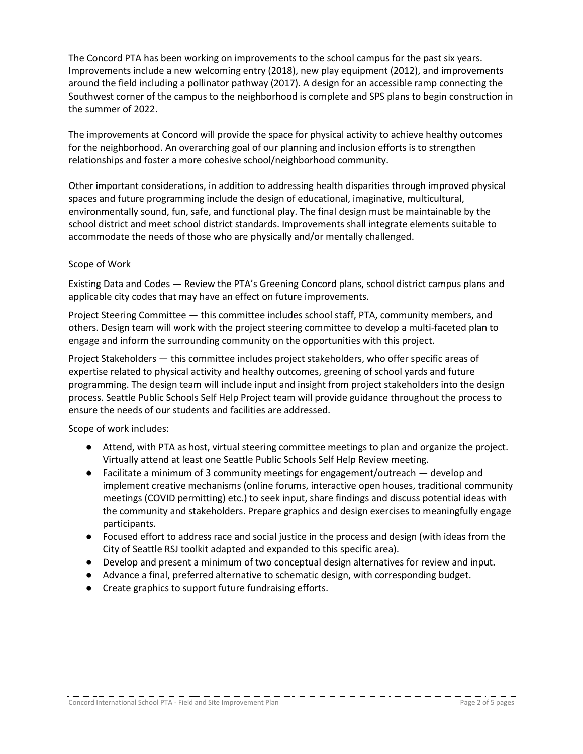The Concord PTA has been working on improvements to the school campus for the past six years. Improvements include a new welcoming entry (2018), new play equipment (2012), and improvements around the field including a pollinator pathway (2017). A design for an accessible ramp connecting the Southwest corner of the campus to the neighborhood is complete and SPS plans to begin construction in the summer of 2022.

The improvements at Concord will provide the space for physical activity to achieve healthy outcomes for the neighborhood. An overarching goal of our planning and inclusion efforts is to strengthen relationships and foster a more cohesive school/neighborhood community.

Other important considerations, in addition to addressing health disparities through improved physical spaces and future programming include the design of educational, imaginative, multicultural, environmentally sound, fun, safe, and functional play. The final design must be maintainable by the school district and meet school district standards. Improvements shall integrate elements suitable to accommodate the needs of those who are physically and/or mentally challenged.

<u>Scope of Work</u>

Existing Data and Codes — Review the PTA's Greening Concord plans, school district campus plans and applicable city codes that may have an effect on future improvements.

Project Steering Committee — this committee includes school staff, PTA, community members, and others. Design team will work with the project steering committee to develop a multi-faceted plan to engage and inform the surrounding community on the opportunities with this project.

Project Stakeholders — this committee includes project stakeholders, who offer specific areas of expertise related to physical activity and healthy outcomes, greening of school yards and future programming. The design team will include input and insight from project stakeholders into the design process. Seattle Public Schools Self Help Project team will provide guidance throughout the process to ensure the needs of our students and facilities are addressed.

Scope of work includes:

- Attend, with PTA as host, virtual steering committee meetings to plan and organize the project. Virtually attend at least one Seattle Public Schools Self Help Review meeting.
- Facilitate a minimum of 3 community meetings for engagement/outreach — develop and implement creative mechanisms (online forums, interactive open houses, traditional community meetings (COVID permitting) etc.) to seek input, share findings and discuss potential ideas with the community and stakeholders. Prepare graphics and design exercises to meaningfully engage participants.
- Focused effort to address race and social justice in the process and design (with ideas from the City of Seattle RSJ toolkit adapted and expanded to this specific area).
- Develop and present a minimum of two conceptual design alternatives for review and input.
- Advance a final, preferred alternative to schematic design, with corresponding budget.
- Create graphics to support future fundraising efforts.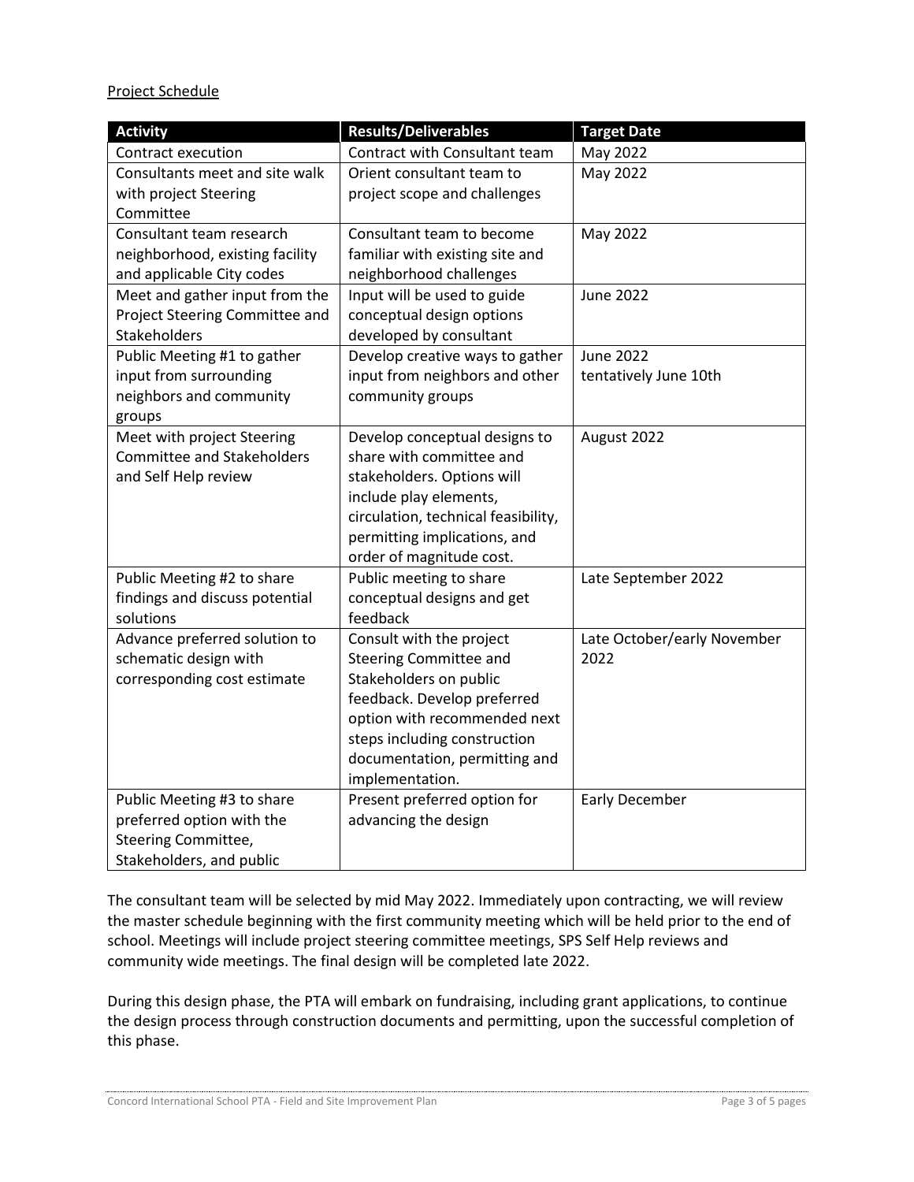Project Schedule

| Activity | Results/Deliverables | Target Date |
| --- | --- | --- |
| Contract execution | Contract with Consultant team | May 2022 |
| Consultants meet and site walk with project Steering Committee | Orient consultant team to project scope and challenges | May 2022 |
| Consultant team research neighborhood, existing facility and applicable City codes | Consultant team to become familiar with existing site and neighborhood challenges | May 2022 |
| Meet and gather input from the Project Steering Committee and Stakeholders | Input will be used to guide conceptual design options developed by consultant | June 2022 |
| Public Meeting #1 to gather input from surrounding neighbors and community groups | Develop creative ways to gather input from neighbors and other community groups | June 2022 tentatively June 10th |
| Meet with project Steering Committee and Stakeholders and Self Help review | Develop conceptual designs to share with committee and stakeholders. Options will include play elements, circulation, technical feasibility, permitting implications, and order of magnitude cost. | August 2022 |
| Public Meeting #2 to share findings and discuss potential solutions | Public meeting to share conceptual designs and get feedback | Late September 2022 |
| Advance preferred solution to schematic design with corresponding cost estimate | Consult with the project Steering Committee and Stakeholders on public feedback. Develop preferred option with recommended next steps including construction documentation, permitting and implementation. | Late October/early November 2022 |
| Public Meeting #3 to share preferred option with the Steering Committee, Stakeholders, and public | Present preferred option for advancing the design | Early December |

The consultant team will be selected by mid May 2022. Immediately upon contracting, we will review the master schedule beginning with the first community meeting which will be held prior to the end of school. Meetings will include project steering committee meetings, SPS Self Help reviews and community wide meetings. The final design will be completed late 2022.

During this design phase, the PTA will embark on fundraising, including grant applications, to continue the design process through construction documents and permitting, upon the successful completion of this phase.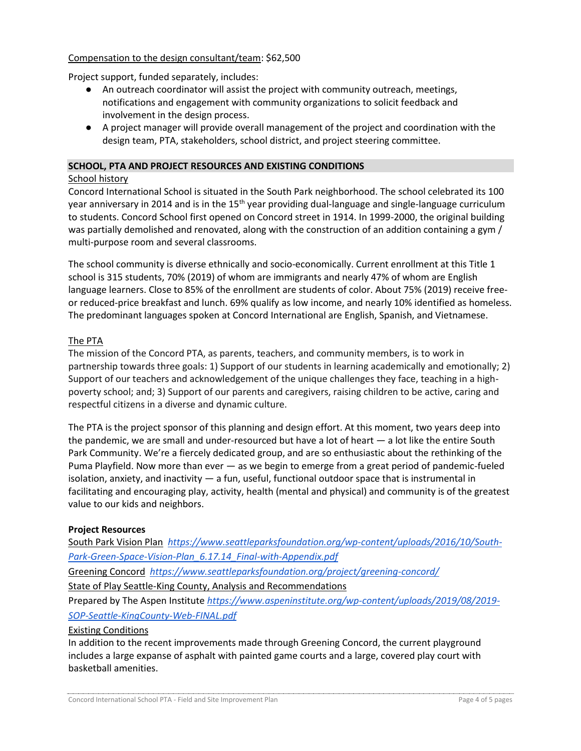Compensation to the design consultant/team: $62,500

Project support, funded separately, includes:

- An outreach coordinator will assist the project with community outreach, meetings, notifications and engagement with community organizations to solicit feedback and involvement in the design process.
- A project manager will provide overall management of the project and coordination with the design team, PTA, stakeholders, school district, and project steering committee.

## SCHOOL, PTA AND PROJECT RESOURCES AND EXISTING CONDITIONS

School history

Concord International School is situated in the South Park neighborhood. The school celebrated its 100 year anniversary in 2014 and is in the 15th year providing dual-language and single-language curriculum to students. Concord School first opened on Concord street in 1914. In 1999-2000, the original building was partially demolished and renovated, along with the construction of an addition containing a gym / multi-purpose room and several classrooms.

The school community is diverse ethnically and socio-economically. Current enrollment at this Title 1 school is 315 students, 70% (2019) of whom are immigrants and nearly 47% of whom are English language learners. Close to 85% of the enrollment are students of color. About 75% (2019) receive free- or reduced-price breakfast and lunch. 69% qualify as low income, and nearly 10% identified as homeless. The predominant languages spoken at Concord International are English, Spanish, and Vietnamese.

The PTA

The mission of the Concord PTA, as parents, teachers, and community members, is to work in partnership towards three goals: 1) Support of our students in learning academically and emotionally; 2) Support of our teachers and acknowledgement of the unique challenges they face, teaching in a high-poverty school; and; 3) Support of our parents and caregivers, raising children to be active, caring and respectful citizens in a diverse and dynamic culture.

The PTA is the project sponsor of this planning and design effort. At this moment, two years deep into the pandemic, we are small and under-resourced but have a lot of heart — a lot like the entire South Park Community. We're a fiercely dedicated group, and are so enthusiastic about the rethinking of the Puma Playfield. Now more than ever — as we begin to emerge from a great period of pandemic-fueled isolation, anxiety, and inactivity — a fun, useful, functional outdoor space that is instrumental in facilitating and encouraging play, activity, health (mental and physical) and community is of the greatest value to our kids and neighbors.

**Project Resources**

South Park Vision Plan *https://www.seattleparksfoundation.org/wp-content/uploads/2016/10/South-Park-Green-Space-Vision-Plan_6.17.14_Final-with-Appendix.pdf*

Greening Concord *https://www.seattleparksfoundation.org/project/greening-concord/*

State of Play Seattle-King County, Analysis and Recommendations

Prepared by The Aspen Institute *https://www.aspeninstitute.org/wp-content/uploads/2019/08/2019-SOP-Seattle-KingCounty-Web-FINAL.pdf*

Existing Conditions

In addition to the recent improvements made through Greening Concord, the current playground includes a large expanse of asphalt with painted game courts and a large, covered play court with basketball amenities.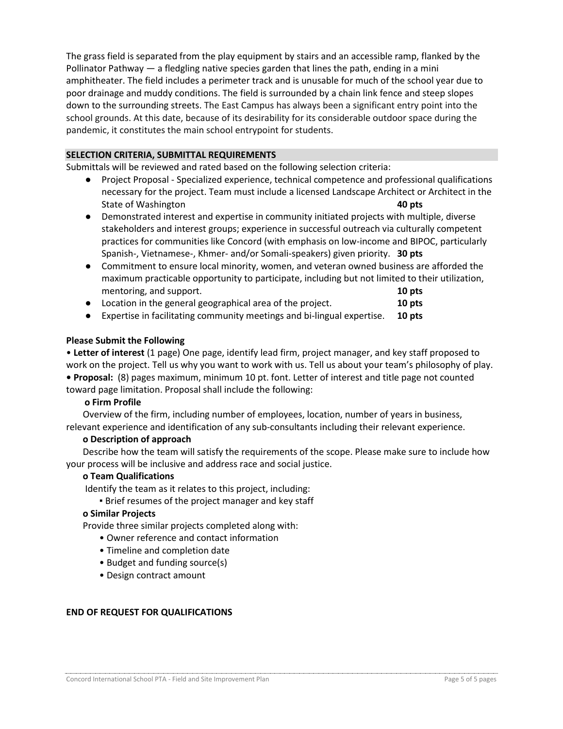The grass field is separated from the play equipment by stairs and an accessible ramp, flanked by the Pollinator Pathway — a fledgling native species garden that lines the path, ending in a mini amphitheater. The field includes a perimeter track and is unusable for much of the school year due to poor drainage and muddy conditions. The field is surrounded by a chain link fence and steep slopes down to the surrounding streets. The East Campus has always been a significant entry point into the school grounds. At this date, because of its desirability for its considerable outdoor space during the pandemic, it constitutes the main school entrypoint for students.

## SELECTION CRITERIA, SUBMITTAL REQUIREMENTS

Submittals will be reviewed and rated based on the following selection criteria:

- Project Proposal - Specialized experience, technical competence and professional qualifications necessary for the project. Team must include a licensed Landscape Architect or Architect in the State of Washington **40 pts**
- Demonstrated interest and expertise in community initiated projects with multiple, diverse stakeholders and interest groups; experience in successful outreach via culturally competent practices for communities like Concord (with emphasis on low-income and BIPOC, particularly Spanish-, Vietnamese-, Khmer- and/or Somali-speakers) given priority. **30 pts**
- Commitment to ensure local minority, women, and veteran owned business are afforded the maximum practicable opportunity to participate, including but not limited to their utilization, mentoring, and support. **10 pts**
- Location in the general geographical area of the project. **10 pts**
- Expertise in facilitating community meetings and bi-lingual expertise. **10 pts**

### Please Submit the Following

• **Letter of interest** (1 page) One page, identify lead firm, project manager, and key staff proposed to work on the project. Tell us why you want to work with us. Tell us about your team's philosophy of play.

**• Proposal:** (8) pages maximum, minimum 10 pt. font. Letter of interest and title page not counted toward page limitation. Proposal shall include the following:

**o Firm Profile**

Overview of the firm, including number of employees, location, number of years in business, relevant experience and identification of any sub-consultants including their relevant experience.

**o Description of approach**

Describe how the team will satisfy the requirements of the scope. Please make sure to include how your process will be inclusive and address race and social justice.

**o Team Qualifications**

Identify the team as it relates to this project, including:

▪ Brief resumes of the project manager and key staff

**o Similar Projects**

Provide three similar projects completed along with:

- Owner reference and contact information
- Timeline and completion date
- Budget and funding source(s)
- Design contract amount

**END OF REQUEST FOR QUALIFICATIONS**